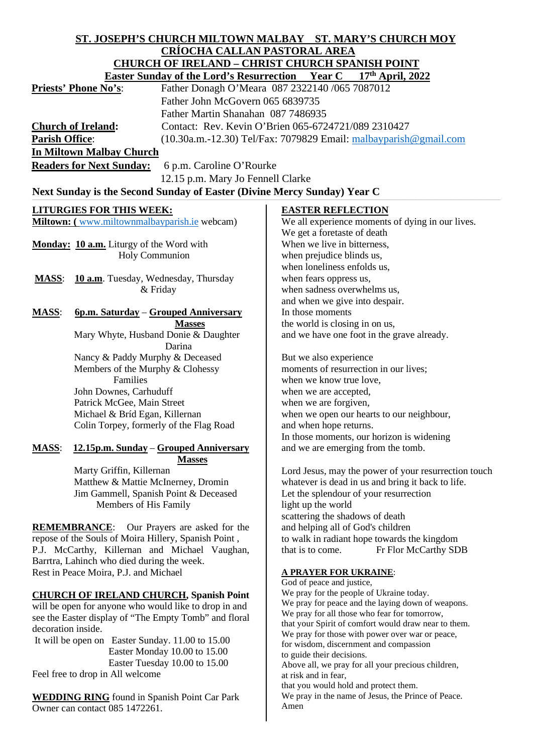# ST. JOSEPH'S CHURCH MILTOWN MALBAY ST. MARY'S CHURCH MOY

## CRÍOCHA CALLAN PASTORAL AREA

## CHURCH OF IRELAND – CHRIST CHURCH SPANISH POINT

**Easter Sunday of the Lord's Resurrection Year C 17th April, 2022**

**Priests' Phone No's**: Father Donagh O'Meara 087 2322140 /065 7087012
Father John McGovern 065 6839735
Father Martin Shanahan 087 7486935

**Church of Ireland:** Contact: Rev. Kevin O'Brien 065-6724721/089 2310427

**Parish Office**: (10.30a.m.-12.30) Tel/Fax: 7079829 Email: malbayparish@gmail.com

**In Miltown Malbay Church**

**Readers for Next Sunday:** 6 p.m. Caroline O'Rourke
12.15 p.m. Mary Jo Fennell Clarke

**Next Sunday is the Second Sunday of Easter (Divine Mercy Sunday) Year C**

### LITURGIES FOR THIS WEEK:

**Miltown: (** www.miltownmalbayparish.ie webcam)

**Monday: 10 a.m.** Liturgy of the Word with Holy Communion

**MASS**: **10 a.m**. Tuesday, Wednesday, Thursday & Friday

**MASS**: **6p.m. Saturday** – **Grouped Anniversary Masses**
Mary Whyte, Husband Donie & Daughter Darina
Nancy & Paddy Murphy & Deceased Members of the Murphy & Clohessy Families
John Downes, Carhuduff
Patrick McGee, Main Street
Michael & Bríd Egan, Killernan
Colin Torpey, formerly of the Flag Road

**MASS**: **12.15p.m. Sunday** – **Grouped Anniversary Masses**
Marty Griffin, Killernan
Matthew & Mattie McInerney, Dromin
Jim Gammell, Spanish Point & Deceased Members of His Family

**REMEMBRANCE**: Our Prayers are asked for the repose of the Souls of Moira Hillery, Spanish Point , P.J. McCarthy, Killernan and Michael Vaughan, Barrtra, Lahinch who died during the week.
Rest in Peace Moira, P.J. and Michael

**CHURCH OF IRELAND CHURCH, Spanish Point** will be open for anyone who would like to drop in and see the Easter display of "The Empty Tomb" and floral decoration inside.
It will be open on Easter Sunday. 11.00 to 15.00
Easter Monday 10.00 to 15.00
Easter Tuesday 10.00 to 15.00
Feel free to drop in All welcome

**WEDDING RING** found in Spanish Point Car Park Owner can contact 085 1472261.

### EASTER REFLECTION

We all experience moments of dying in our lives.
We get a foretaste of death
When we live in bitterness,
when prejudice blinds us,
when loneliness enfolds us,
when fears oppress us,
when sadness overwhelms us,
and when we give into despair.
In those moments
the world is closing in on us,
and we have one foot in the grave already.

But we also experience
moments of resurrection in our lives;
when we know true love,
when we are accepted,
when we are forgiven,
when we open our hearts to our neighbour,
and when hope returns.
In those moments, our horizon is widening
and we are emerging from the tomb.

Lord Jesus, may the power of your resurrection touch
whatever is dead in us and bring it back to life.
Let the splendour of your resurrection
light up the world
scattering the shadows of death
and helping all of God's children
to walk in radiant hope towards the kingdom
that is to come. Fr Flor McCarthy SDB

### A PRAYER FOR UKRAINE:

God of peace and justice,
We pray for the people of Ukraine today.
We pray for peace and the laying down of weapons.
We pray for all those who fear for tomorrow,
that your Spirit of comfort would draw near to them.
We pray for those with power over war or peace,
for wisdom, discernment and compassion
to guide their decisions.
Above all, we pray for all your precious children,
at risk and in fear,
that you would hold and protect them.
We pray in the name of Jesus, the Prince of Peace.
Amen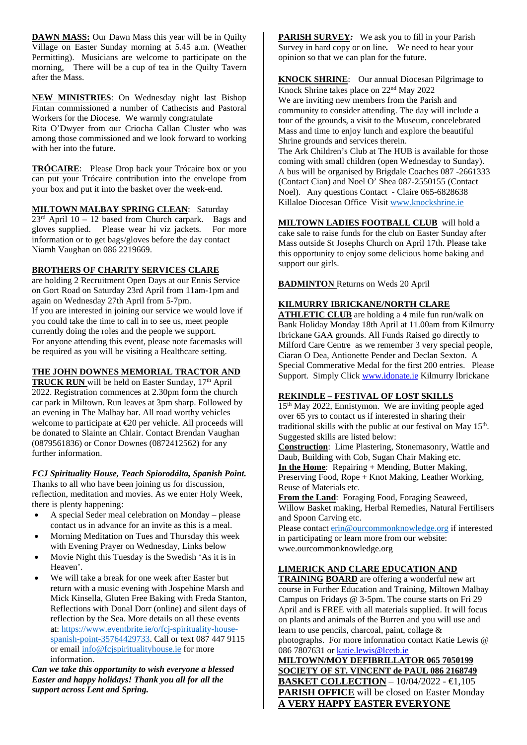**DAWN MASS:** Our Dawn Mass this year will be in Quilty Village on Easter Sunday morning at 5.45 a.m. (Weather Permitting). Musicians are welcome to participate on the morning, There will be a cup of tea in the Quilty Tavern after the Mass.

**NEW MINISTRIES**: On Wednesday night last Bishop Fintan commissioned a number of Cathecists and Pastoral Workers for the Diocese. We warmly congratulate Rita O'Dwyer from our Criocha Callan Cluster who was among those commissioned and we look forward to working with her into the future.

**TRÓCAIRE**: Please Drop back your Trócaire box or you can put your Trócaire contribution into the envelope from your box and put it into the basket over the week-end.

**MILTOWN MALBAY SPRING CLEAN**: Saturday 23rd April 10 – 12 based from Church carpark. Bags and gloves supplied. Please wear hi viz jackets. For more information or to get bags/gloves before the day contact Niamh Vaughan on 086 2219669.

**BROTHERS OF CHARITY SERVICES CLARE** are holding 2 Recruitment Open Days at our Ennis Service on Gort Road on Saturday 23rd April from 11am-1pm and again on Wednesday 27th April from 5-7pm.
If you are interested in joining our service we would love if you could take the time to call in to see us, meet people currently doing the roles and the people we support.
For anyone attending this event, please note facemasks will be required as you will be visiting a Healthcare setting.

**THE JOHN DOWNES MEMORIAL TRACTOR AND TRUCK RUN** will be held on Easter Sunday, 17th April 2022. Registration commences at 2.30pm form the church car park in Miltown. Run leaves at 3pm sharp. Followed by an evening in The Malbay bar. All road worthy vehicles welcome to participate at €20 per vehicle. All proceeds will be donated to Slainte an Chlair. Contact Brendan Vaughan (0879561836) or Conor Downes (0872412562) for any further information.

***FCJ Spirituality House, Teach Spiorodálta, Spanish Point.***
Thanks to all who have been joining us for discussion, reflection, meditation and movies. As we enter Holy Week, there is plenty happening:

- A special Seder meal celebration on Monday – please contact us in advance for an invite as this is a meal.
- Morning Meditation on Tues and Thursday this week with Evening Prayer on Wednesday, Links below
- Movie Night this Tuesday is the Swedish 'As it is in Heaven'.
- We will take a break for one week after Easter but return with a music evening with Josephine Marsh and Mick Kinsella, Gluten Free Baking with Freda Stanton, Reflections with Donal Dorr (online) and silent days of reflection by the Sea. More details on all these events at: https://www.eventbrite.ie/o/fcj-spirituality-house-spanish-point-35764429733. Call or text 087 447 9115 or email info@fcjspiritualityhouse.ie for more information.

***Can we take this opportunity to wish everyone a blessed Easter and happy holidays! Thank you all for all the support across Lent and Spring.***

**PARISH SURVEY***:* We ask you to fill in your Parish Survey in hard copy or on line*.* We need to hear your opinion so that we can plan for the future.

**KNOCK SHRINE**: Our annual Diocesan Pilgrimage to Knock Shrine takes place on 22nd May 2022
We are inviting new members from the Parish and community to consider attending. The day will include a tour of the grounds, a visit to the Museum, concelebrated Mass and time to enjoy lunch and explore the beautiful Shrine grounds and services therein.
The Ark Children's Club at The HUB is available for those coming with small children (open Wednesday to Sunday).
A bus will be organised by Brigdale Coaches 087 -2661333 (Contact Cian) and Noel O' Shea 087-2550155 (Contact Noel). Any questions Contact - Claire 065-6828638 Killaloe Diocesan Office Visit www.knockshrine.ie

**MILTOWN LADIES FOOTBALL CLUB** will hold a cake sale to raise funds for the club on Easter Sunday after Mass outside St Josephs Church on April 17th. Please take this opportunity to enjoy some delicious home baking and support our girls.

**BADMINTON** Returns on Weds 20 April

**KILMURRY IBRICKANE/NORTH CLARE ATHLETIC CLUB** are holding a 4 mile fun run/walk on Bank Holiday Monday 18th April at 11.00am from Kilmurry Ibrickane GAA grounds. All Funds Raised go directly to Milford Care Centre as we remember 3 very special people, Ciaran O Dea, Antionette Pender and Declan Sexton. A Special Commerative Medal for the first 200 entries. Please Support. Simply Click www.idonate.ie Kilmurry Ibrickane

**REKINDLE – FESTIVAL OF LOST SKILLS**
15th May 2022, Ennistymon. We are inviting people aged over 65 yrs to contact us if interested in sharing their traditional skills with the public at our festival on May 15th. Suggested skills are listed below:
**Construction**: Lime Plastering, Stonemasonry, Wattle and Daub, Building with Cob, Sugan Chair Making etc.
**In the Home**: Repairing + Mending, Butter Making, Preserving Food, Rope + Knot Making, Leather Working, Reuse of Materials etc.
**From the Land**: Foraging Food, Foraging Seaweed, Willow Basket making, Herbal Remedies, Natural Fertilisers and Spoon Carving etc.
Please contact erin@ourcommonknowledge.org if interested in participating or learn more from our website: wwe.ourcommonknowledge.org

**LIMERICK AND CLARE EDUCATION AND TRAINING BOARD** are offering a wonderful new art course in Further Education and Training, Miltown Malbay Campus on Fridays @ 3-5pm. The course starts on Fri 29 April and is FREE with all materials supplied. It will focus on plants and animals of the Burren and you will use and learn to use pencils, charcoal, paint, collage & photographs. For more information contact Katie Lewis @ 086 7807631 or katie.lewis@lcetb.ie

**MILTOWN/MOY DEFIBRILLATOR 065 7050199**

**SOCIETY OF ST. VINCENT de PAUL 086 2168749**

**BASKET COLLECTION** – 10/04/2022 - €1,105

**PARISH OFFICE** will be closed on Easter Monday

**A VERY HAPPY EASTER EVERYONE**